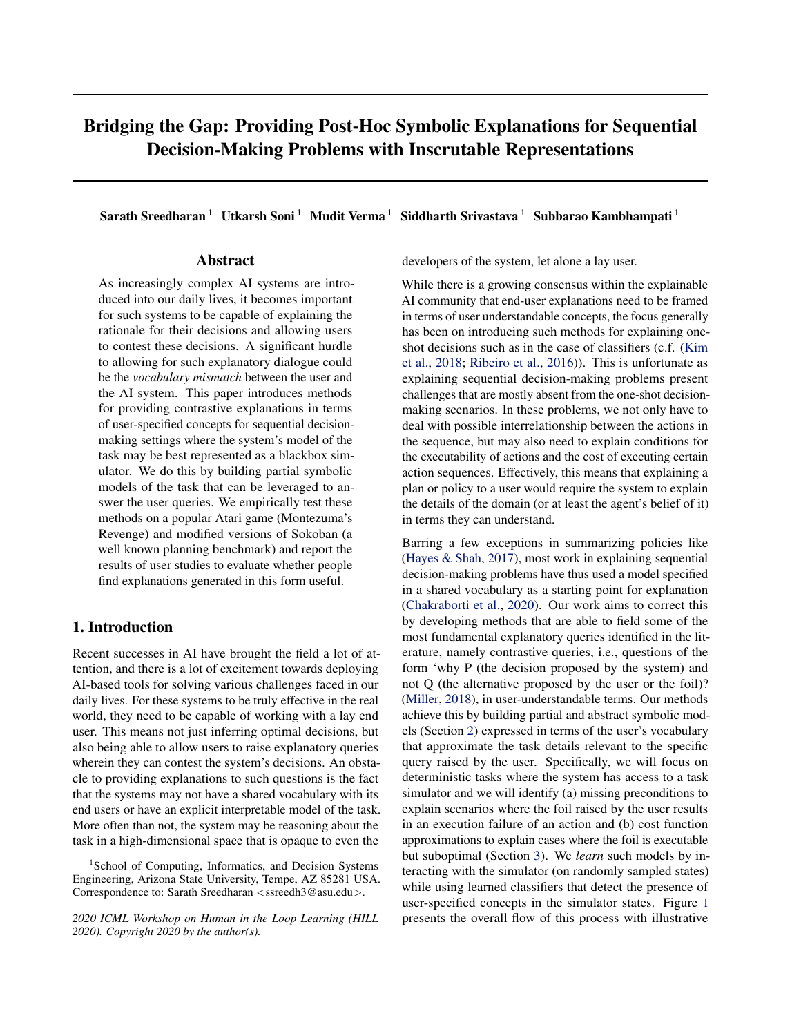# Bridging the Gap: Providing Post-Hoc Symbolic Explanations for Sequential Decision-Making Problems with Inscrutable Representations

**Sarath Sreedharan** [1] **Utkarsh Soni** [1] **Mudit Verma** [1] **Siddharth Srivastava** [1] **Subbarao Kambhampati** [1]

## Abstract

As increasingly complex AI systems are introduced into our daily lives, it becomes important for such systems to be capable of explaining the rationale for their decisions and allowing users to contest these decisions. A significant hurdle to allowing for such explanatory dialogue could be the *vocabulary mismatch* between the user and the AI system. This paper introduces methods for providing contrastive explanations in terms of user-specified concepts for sequential decision-making settings where the system's model of the task may be best represented as a blackbox simulator. We do this by building partial symbolic models of the task that can be leveraged to answer the user queries. We empirically test these methods on a popular Atari game (Montezuma's Revenge) and modified versions of Sokoban (a well known planning benchmark) and report the results of user studies to evaluate whether people find explanations generated in this form useful.

## 1. Introduction

Recent successes in AI have brought the field a lot of attention, and there is a lot of excitement towards deploying AI-based tools for solving various challenges faced in our daily lives. For these systems to be truly effective in the real world, they need to be capable of working with a lay end user. This means not just inferring optimal decisions, but also being able to allow users to raise explanatory queries wherein they can contest the system's decisions. An obstacle to providing explanations to such questions is the fact that the systems may not have a shared vocabulary with its end users or have an explicit interpretable model of the task. More often than not, the system may be reasoning about the task in a high-dimensional space that is opaque to even the developers of the system, let alone a lay user.

While there is a growing consensus within the explainable AI community that end-user explanations need to be framed in terms of user understandable concepts, the focus generally has been on introducing such methods for explaining one-shot decisions such as in the case of classifiers (c.f. (Kim et al., 2018; Ribeiro et al., 2016)). This is unfortunate as explaining sequential decision-making problems present challenges that are mostly absent from the one-shot decision-making scenarios. In these problems, we not only have to deal with possible interrelationship between the actions in the sequence, but may also need to explain conditions for the executability of actions and the cost of executing certain action sequences. Effectively, this means that explaining a plan or policy to a user would require the system to explain the details of the domain (or at least the agent's belief of it) in terms they can understand.

Barring a few exceptions in summarizing policies like (Hayes & Shah, 2017), most work in explaining sequential decision-making problems have thus used a model specified in a shared vocabulary as a starting point for explanation (Chakraborti et al., 2020). Our work aims to correct this by developing methods that are able to field some of the most fundamental explanatory queries identified in the literature, namely contrastive queries, i.e., questions of the form 'why P (the decision proposed by the system) and not Q (the alternative proposed by the user or the foil)? (Miller, 2018), in user-understandable terms. Our methods achieve this by building partial and abstract symbolic models (Section 2) expressed in terms of the user's vocabulary that approximate the task details relevant to the specific query raised by the user. Specifically, we will focus on deterministic tasks where the system has access to a task simulator and we will identify (a) missing preconditions to explain scenarios where the foil raised by the user results in an execution failure of an action and (b) cost function approximations to explain cases where the foil is executable but suboptimal (Section 3). We *learn* such models by interacting with the simulator (on randomly sampled states) while using learned classifiers that detect the presence of user-specified concepts in the simulator states. Figure 1 presents the overall flow of this process with illustrative

[1] School of Computing, Informatics, and Decision Systems Engineering, Arizona State University, Tempe, AZ 85281 USA. Correspondence to: Sarath Sreedharan <ssreedh3@asu.edu>.

*2020 ICML Workshop on Human in the Loop Learning (HILL 2020). Copyright 2020 by the author(s).*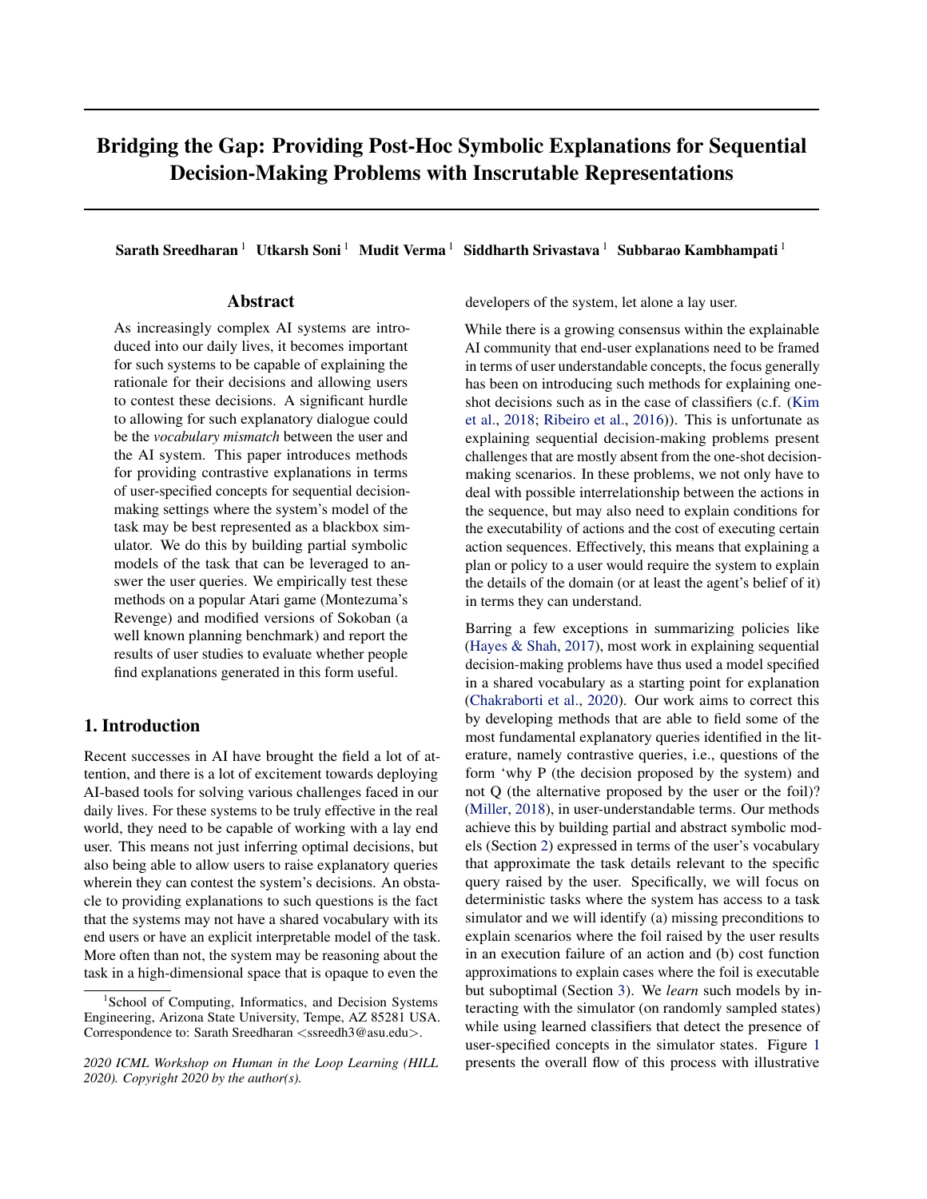# Bridging the Gap: Providing Post-Hoc Symbolic Explanations for Sequential Decision-Making Problems with Inscrutable Representations

**Sarath Sreedharan** [1] **Utkarsh Soni** [1] **Mudit Verma** [1] **Siddharth Srivastava** [1] **Subbarao Kambhampati** [1]

## Abstract

As increasingly complex AI systems are introduced into our daily lives, it becomes important for such systems to be capable of explaining the rationale for their decisions and allowing users to contest these decisions. A significant hurdle to allowing for such explanatory dialogue could be the *vocabulary mismatch* between the user and the AI system. This paper introduces methods for providing contrastive explanations in terms of user-specified concepts for sequential decision-making settings where the system's model of the task may be best represented as a blackbox simulator. We do this by building partial symbolic models of the task that can be leveraged to answer the user queries. We empirically test these methods on a popular Atari game (Montezuma's Revenge) and modified versions of Sokoban (a well known planning benchmark) and report the results of user studies to evaluate whether people find explanations generated in this form useful.

## 1. Introduction

Recent successes in AI have brought the field a lot of attention, and there is a lot of excitement towards deploying AI-based tools for solving various challenges faced in our daily lives. For these systems to be truly effective in the real world, they need to be capable of working with a lay end user. This means not just inferring optimal decisions, but also being able to allow users to raise explanatory queries wherein they can contest the system's decisions. An obstacle to providing explanations to such questions is the fact that the systems may not have a shared vocabulary with its end users or have an explicit interpretable model of the task. More often than not, the system may be reasoning about the task in a high-dimensional space that is opaque to even the developers of the system, let alone a lay user.

While there is a growing consensus within the explainable AI community that end-user explanations need to be framed in terms of user understandable concepts, the focus generally has been on introducing such methods for explaining one-shot decisions such as in the case of classifiers (c.f. (Kim et al., 2018; Ribeiro et al., 2016)). This is unfortunate as explaining sequential decision-making problems present challenges that are mostly absent from the one-shot decision-making scenarios. In these problems, we not only have to deal with possible interrelationship between the actions in the sequence, but may also need to explain conditions for the executability of actions and the cost of executing certain action sequences. Effectively, this means that explaining a plan or policy to a user would require the system to explain the details of the domain (or at least the agent's belief of it) in terms they can understand.

Barring a few exceptions in summarizing policies like (Hayes & Shah, 2017), most work in explaining sequential decision-making problems have thus used a model specified in a shared vocabulary as a starting point for explanation (Chakraborti et al., 2020). Our work aims to correct this by developing methods that are able to field some of the most fundamental explanatory queries identified in the literature, namely contrastive queries, i.e., questions of the form 'why P (the decision proposed by the system) and not Q (the alternative proposed by the user or the foil)? (Miller, 2018), in user-understandable terms. Our methods achieve this by building partial and abstract symbolic models (Section 2) expressed in terms of the user's vocabulary that approximate the task details relevant to the specific query raised by the user. Specifically, we will focus on deterministic tasks where the system has access to a task simulator and we will identify (a) missing preconditions to explain scenarios where the foil raised by the user results in an execution failure of an action and (b) cost function approximations to explain cases where the foil is executable but suboptimal (Section 3). We *learn* such models by interacting with the simulator (on randomly sampled states) while using learned classifiers that detect the presence of user-specified concepts in the simulator states. Figure 1 presents the overall flow of this process with illustrative

[1] School of Computing, Informatics, and Decision Systems Engineering, Arizona State University, Tempe, AZ 85281 USA. Correspondence to: Sarath Sreedharan <ssreedh3@asu.edu>.

*2020 ICML Workshop on Human in the Loop Learning (HILL 2020). Copyright 2020 by the author(s).*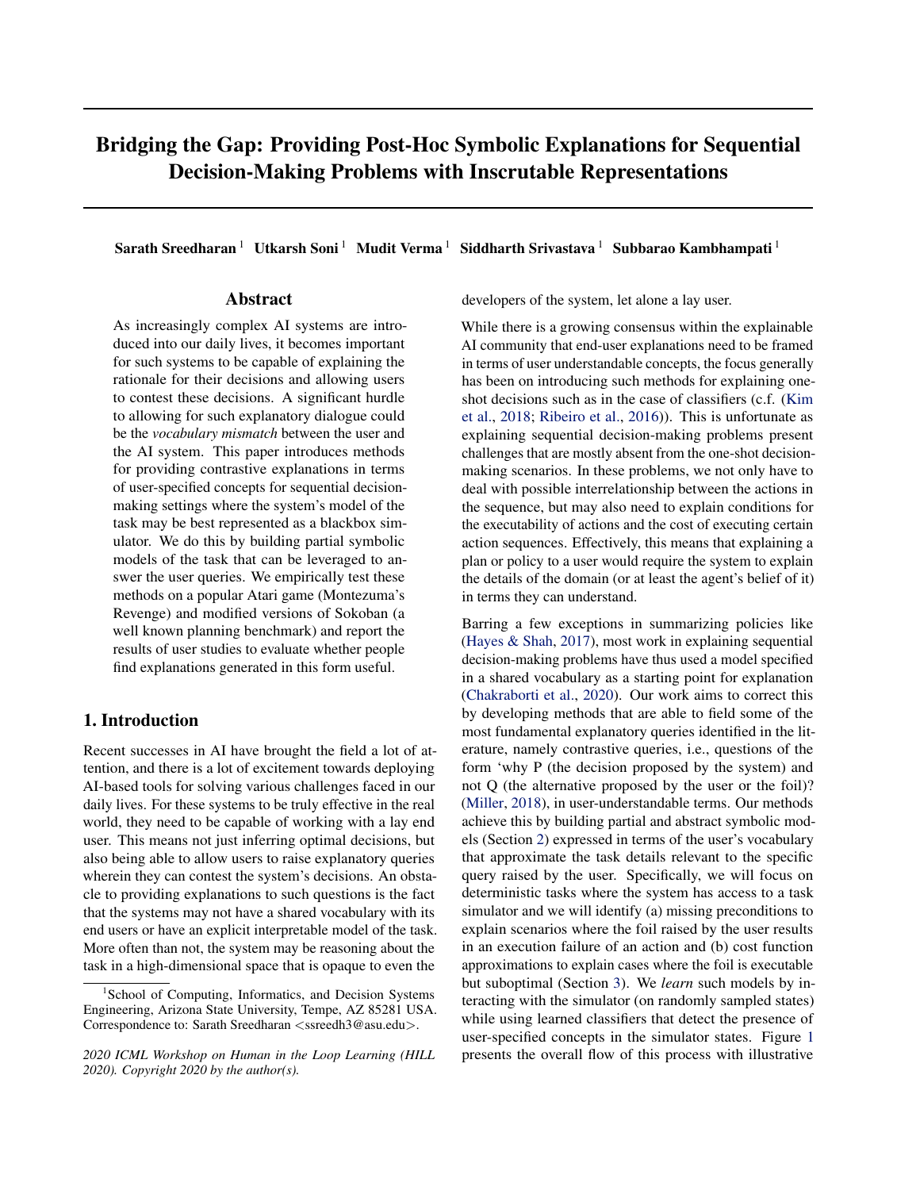# Bridging the Gap: Providing Post-Hoc Symbolic Explanations for Sequential Decision-Making Problems with Inscrutable Representations

**Sarath Sreedharan [1] Utkarsh Soni [1] Mudit Verma [1] Siddharth Srivastava [1] Subbarao Kambhampati [1]**

## Abstract

As increasingly complex AI systems are introduced into our daily lives, it becomes important for such systems to be capable of explaining the rationale for their decisions and allowing users to contest these decisions. A significant hurdle to allowing for such explanatory dialogue could be the *vocabulary mismatch* between the user and the AI system. This paper introduces methods for providing contrastive explanations in terms of user-specified concepts for sequential decision-making settings where the system's model of the task may be best represented as a blackbox simulator. We do this by building partial symbolic models of the task that can be leveraged to answer the user queries. We empirically test these methods on a popular Atari game (Montezuma's Revenge) and modified versions of Sokoban (a well known planning benchmark) and report the results of user studies to evaluate whether people find explanations generated in this form useful.

## 1. Introduction

Recent successes in AI have brought the field a lot of attention, and there is a lot of excitement towards deploying AI-based tools for solving various challenges faced in our daily lives. For these systems to be truly effective in the real world, they need to be capable of working with a lay end user. This means not just inferring optimal decisions, but also being able to allow users to raise explanatory queries wherein they can contest the system's decisions. An obstacle to providing explanations to such questions is the fact that the systems may not have a shared vocabulary with its end users or have an explicit interpretable model of the task. More often than not, the system may be reasoning about the task in a high-dimensional space that is opaque to even the developers of the system, let alone a lay user.

While there is a growing consensus within the explainable AI community that end-user explanations need to be framed in terms of user understandable concepts, the focus generally has been on introducing such methods for explaining one-shot decisions such as in the case of classifiers (c.f. (Kim et al., 2018; Ribeiro et al., 2016)). This is unfortunate as explaining sequential decision-making problems present challenges that are mostly absent from the one-shot decision-making scenarios. In these problems, we not only have to deal with possible interrelationship between the actions in the sequence, but may also need to explain conditions for the executability of actions and the cost of executing certain action sequences. Effectively, this means that explaining a plan or policy to a user would require the system to explain the details of the domain (or at least the agent's belief of it) in terms they can understand.

Barring a few exceptions in summarizing policies like (Hayes & Shah, 2017), most work in explaining sequential decision-making problems have thus used a model specified in a shared vocabulary as a starting point for explanation (Chakraborti et al., 2020). Our work aims to correct this by developing methods that are able to field some of the most fundamental explanatory queries identified in the literature, namely contrastive queries, i.e., questions of the form 'why P (the decision proposed by the system) and not Q (the alternative proposed by the user or the foil)? (Miller, 2018), in user-understandable terms. Our methods achieve this by building partial and abstract symbolic models (Section 2) expressed in terms of the user's vocabulary that approximate the task details relevant to the specific query raised by the user. Specifically, we will focus on deterministic tasks where the system has access to a task simulator and we will identify (a) missing preconditions to explain scenarios where the foil raised by the user results in an execution failure of an action and (b) cost function approximations to explain cases where the foil is executable but suboptimal (Section 3). We *learn* such models by interacting with the simulator (on randomly sampled states) while using learned classifiers that detect the presence of user-specified concepts in the simulator states. Figure 1 presents the overall flow of this process with illustrative

[1] School of Computing, Informatics, and Decision Systems Engineering, Arizona State University, Tempe, AZ 85281 USA. Correspondence to: Sarath Sreedharan <ssreedh3@asu.edu>.

*2020 ICML Workshop on Human in the Loop Learning (HILL 2020). Copyright 2020 by the author(s).*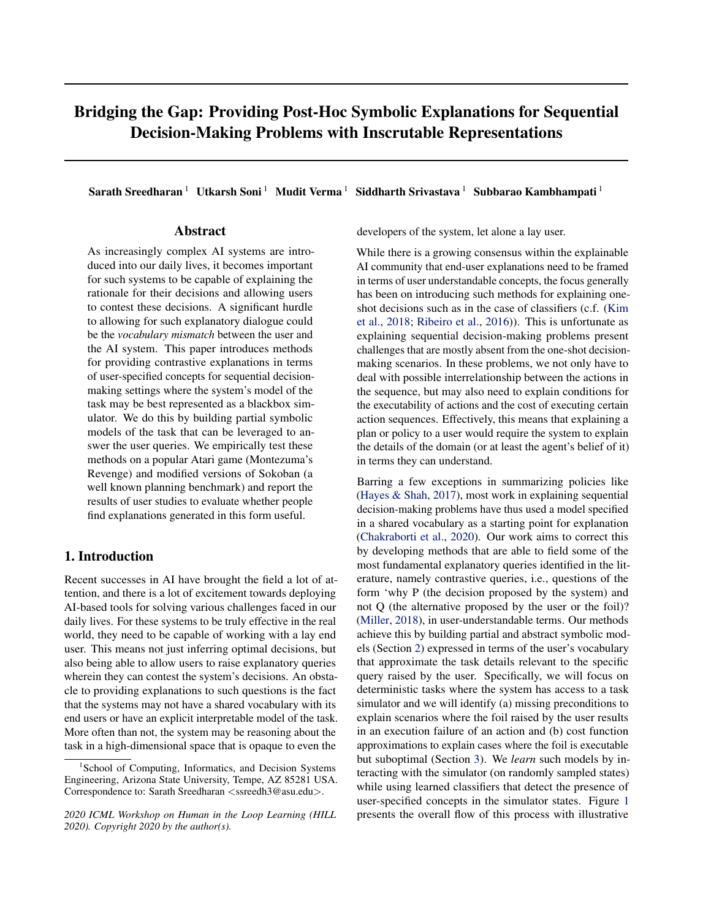# Bridging the Gap: Providing Post-Hoc Symbolic Explanations for Sequential Decision-Making Problems with Inscrutable Representations

**Sarath Sreedharan** [1] **Utkarsh Soni** [1] **Mudit Verma** [1] **Siddharth Srivastava** [1] **Subbarao Kambhampati** [1]

## Abstract

As increasingly complex AI systems are introduced into our daily lives, it becomes important for such systems to be capable of explaining the rationale for their decisions and allowing users to contest these decisions. A significant hurdle to allowing for such explanatory dialogue could be the *vocabulary mismatch* between the user and the AI system. This paper introduces methods for providing contrastive explanations in terms of user-specified concepts for sequential decision-making settings where the system's model of the task may be best represented as a blackbox simulator. We do this by building partial symbolic models of the task that can be leveraged to answer the user queries. We empirically test these methods on a popular Atari game (Montezuma's Revenge) and modified versions of Sokoban (a well known planning benchmark) and report the results of user studies to evaluate whether people find explanations generated in this form useful.

## 1. Introduction

Recent successes in AI have brought the field a lot of attention, and there is a lot of excitement towards deploying AI-based tools for solving various challenges faced in our daily lives. For these systems to be truly effective in the real world, they need to be capable of working with a lay end user. This means not just inferring optimal decisions, but also being able to allow users to raise explanatory queries wherein they can contest the system's decisions. An obstacle to providing explanations to such questions is the fact that the systems may not have a shared vocabulary with its end users or have an explicit interpretable model of the task. More often than not, the system may be reasoning about the task in a high-dimensional space that is opaque to even the developers of the system, let alone a lay user.

While there is a growing consensus within the explainable AI community that end-user explanations need to be framed in terms of user understandable concepts, the focus generally has been on introducing such methods for explaining one-shot decisions such as in the case of classifiers (c.f. (Kim et al., 2018; Ribeiro et al., 2016)). This is unfortunate as explaining sequential decision-making problems present challenges that are mostly absent from the one-shot decision-making scenarios. In these problems, we not only have to deal with possible interrelationship between the actions in the sequence, but may also need to explain conditions for the executability of actions and the cost of executing certain action sequences. Effectively, this means that explaining a plan or policy to a user would require the system to explain the details of the domain (or at least the agent's belief of it) in terms they can understand.

Barring a few exceptions in summarizing policies like (Hayes & Shah, 2017), most work in explaining sequential decision-making problems have thus used a model specified in a shared vocabulary as a starting point for explanation (Chakraborti et al., 2020). Our work aims to correct this by developing methods that are able to field some of the most fundamental explanatory queries identified in the literature, namely contrastive queries, i.e., questions of the form 'why P (the decision proposed by the system) and not Q (the alternative proposed by the user or the foil)? (Miller, 2018), in user-understandable terms. Our methods achieve this by building partial and abstract symbolic models (Section 2) expressed in terms of the user's vocabulary that approximate the task details relevant to the specific query raised by the user. Specifically, we will focus on deterministic tasks where the system has access to a task simulator and we will identify (a) missing preconditions to explain scenarios where the foil raised by the user results in an execution failure of an action and (b) cost function approximations to explain cases where the foil is executable but suboptimal (Section 3). We *learn* such models by interacting with the simulator (on randomly sampled states) while using learned classifiers that detect the presence of user-specified concepts in the simulator states. Figure 1 presents the overall flow of this process with illustrative

[1] School of Computing, Informatics, and Decision Systems Engineering, Arizona State University, Tempe, AZ 85281 USA. Correspondence to: Sarath Sreedharan <ssreedh3@asu.edu>.

*2020 ICML Workshop on Human in the Loop Learning (HILL 2020). Copyright 2020 by the author(s).*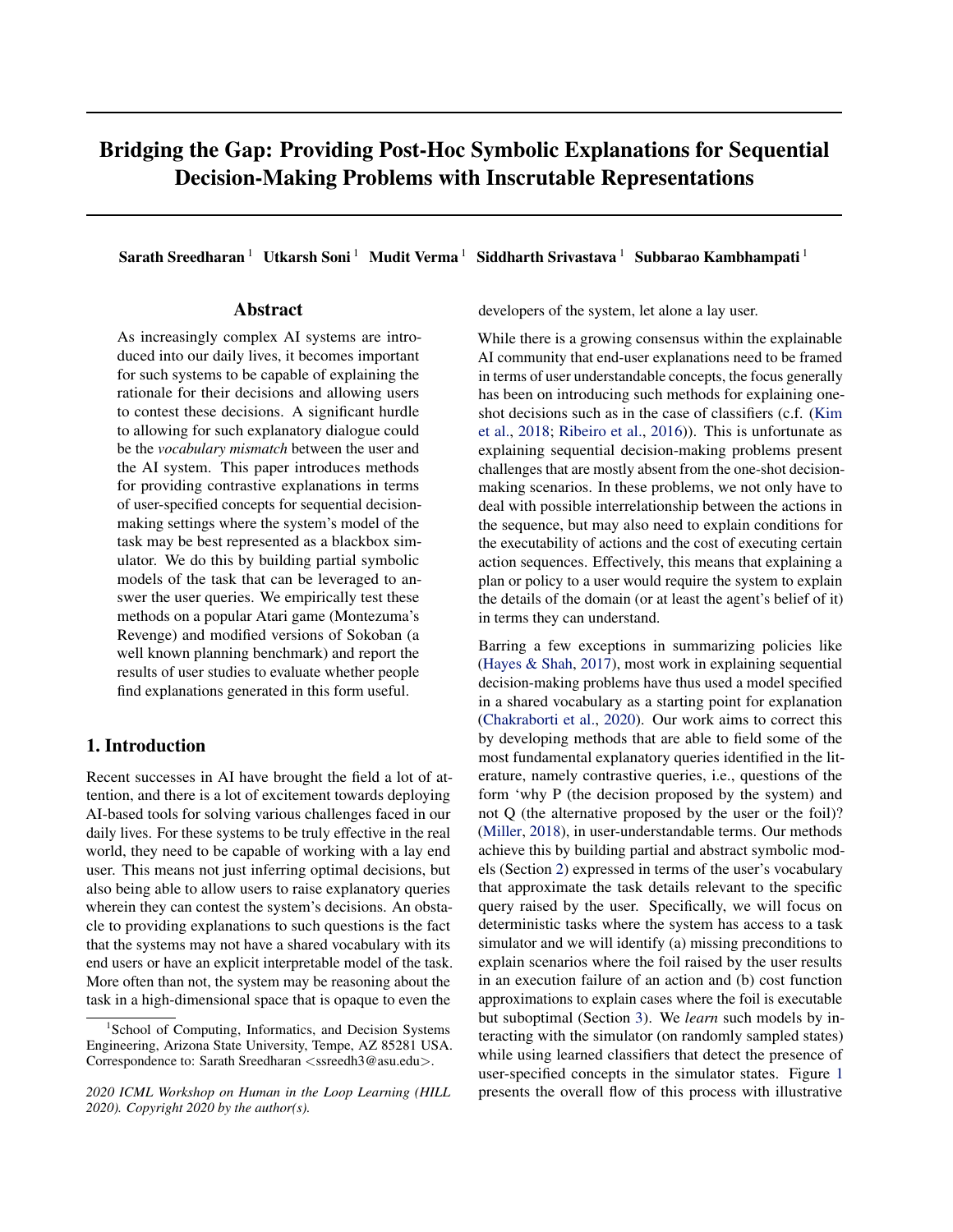# Bridging the Gap: Providing Post-Hoc Symbolic Explanations for Sequential Decision-Making Problems with Inscrutable Representations

**Sarath Sreedharan** [1] **Utkarsh Soni** [1] **Mudit Verma** [1] **Siddharth Srivastava** [1] **Subbarao Kambhampati** [1]

## Abstract

As increasingly complex AI systems are introduced into our daily lives, it becomes important for such systems to be capable of explaining the rationale for their decisions and allowing users to contest these decisions. A significant hurdle to allowing for such explanatory dialogue could be the *vocabulary mismatch* between the user and the AI system. This paper introduces methods for providing contrastive explanations in terms of user-specified concepts for sequential decision-making settings where the system's model of the task may be best represented as a blackbox simulator. We do this by building partial symbolic models of the task that can be leveraged to answer the user queries. We empirically test these methods on a popular Atari game (Montezuma's Revenge) and modified versions of Sokoban (a well known planning benchmark) and report the results of user studies to evaluate whether people find explanations generated in this form useful.

## 1. Introduction

Recent successes in AI have brought the field a lot of attention, and there is a lot of excitement towards deploying AI-based tools for solving various challenges faced in our daily lives. For these systems to be truly effective in the real world, they need to be capable of working with a lay end user. This means not just inferring optimal decisions, but also being able to allow users to raise explanatory queries wherein they can contest the system's decisions. An obstacle to providing explanations to such questions is the fact that the systems may not have a shared vocabulary with its end users or have an explicit interpretable model of the task. More often than not, the system may be reasoning about the task in a high-dimensional space that is opaque to even the developers of the system, let alone a lay user.

While there is a growing consensus within the explainable AI community that end-user explanations need to be framed in terms of user understandable concepts, the focus generally has been on introducing such methods for explaining one-shot decisions such as in the case of classifiers (c.f. (Kim et al., 2018; Ribeiro et al., 2016)). This is unfortunate as explaining sequential decision-making problems present challenges that are mostly absent from the one-shot decision-making scenarios. In these problems, we not only have to deal with possible interrelationship between the actions in the sequence, but may also need to explain conditions for the executability of actions and the cost of executing certain action sequences. Effectively, this means that explaining a plan or policy to a user would require the system to explain the details of the domain (or at least the agent's belief of it) in terms they can understand.

Barring a few exceptions in summarizing policies like (Hayes & Shah, 2017), most work in explaining sequential decision-making problems have thus used a model specified in a shared vocabulary as a starting point for explanation (Chakraborti et al., 2020). Our work aims to correct this by developing methods that are able to field some of the most fundamental explanatory queries identified in the literature, namely contrastive queries, i.e., questions of the form 'why P (the decision proposed by the system) and not Q (the alternative proposed by the user or the foil)? (Miller, 2018), in user-understandable terms. Our methods achieve this by building partial and abstract symbolic models (Section 2) expressed in terms of the user's vocabulary that approximate the task details relevant to the specific query raised by the user. Specifically, we will focus on deterministic tasks where the system has access to a task simulator and we will identify (a) missing preconditions to explain scenarios where the foil raised by the user results in an execution failure of an action and (b) cost function approximations to explain cases where the foil is executable but suboptimal (Section 3). We *learn* such models by interacting with the simulator (on randomly sampled states) while using learned classifiers that detect the presence of user-specified concepts in the simulator states. Figure 1 presents the overall flow of this process with illustrative

[1] School of Computing, Informatics, and Decision Systems Engineering, Arizona State University, Tempe, AZ 85281 USA. Correspondence to: Sarath Sreedharan <ssreedh3@asu.edu>.

*2020 ICML Workshop on Human in the Loop Learning (HILL 2020). Copyright 2020 by the author(s).*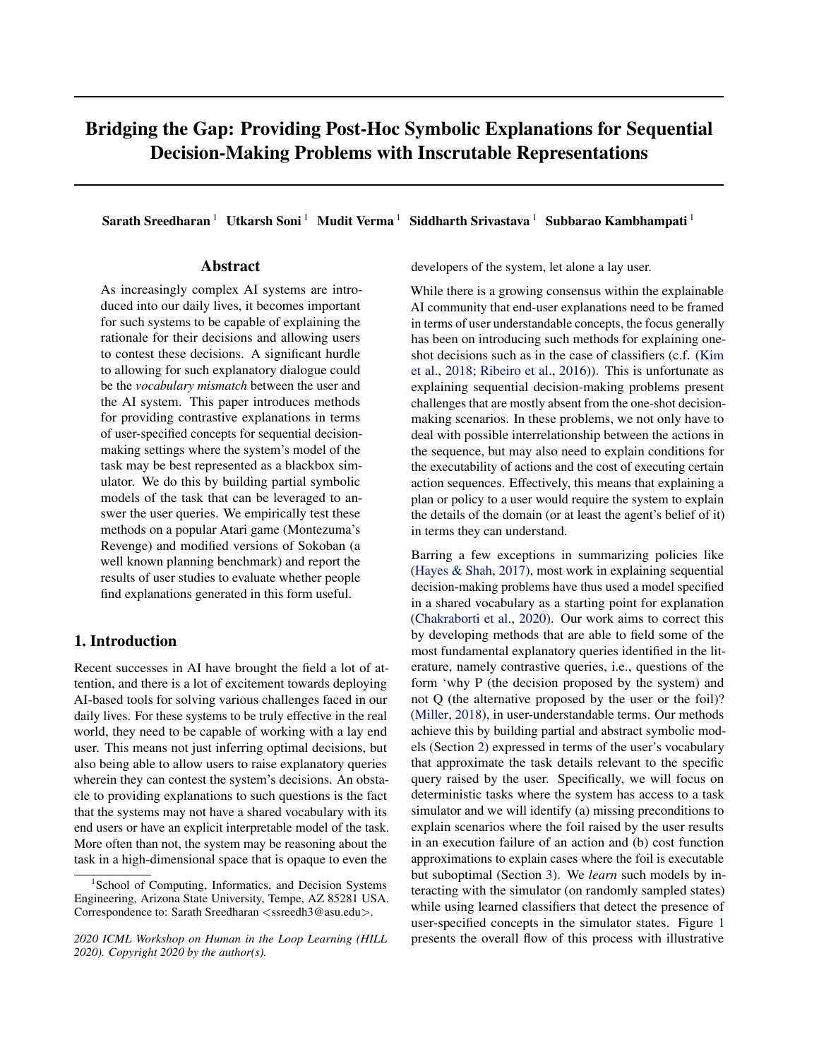# Bridging the Gap: Providing Post-Hoc Symbolic Explanations for Sequential Decision-Making Problems with Inscrutable Representations

**Sarath Sreedharan** [1] **Utkarsh Soni** [1] **Mudit Verma** [1] **Siddharth Srivastava** [1] **Subbarao Kambhampati** [1]

## Abstract

As increasingly complex AI systems are introduced into our daily lives, it becomes important for such systems to be capable of explaining the rationale for their decisions and allowing users to contest these decisions. A significant hurdle to allowing for such explanatory dialogue could be the *vocabulary mismatch* between the user and the AI system. This paper introduces methods for providing contrastive explanations in terms of user-specified concepts for sequential decision-making settings where the system's model of the task may be best represented as a blackbox simulator. We do this by building partial symbolic models of the task that can be leveraged to answer the user queries. We empirically test these methods on a popular Atari game (Montezuma's Revenge) and modified versions of Sokoban (a well known planning benchmark) and report the results of user studies to evaluate whether people find explanations generated in this form useful.

## 1. Introduction

Recent successes in AI have brought the field a lot of attention, and there is a lot of excitement towards deploying AI-based tools for solving various challenges faced in our daily lives. For these systems to be truly effective in the real world, they need to be capable of working with a lay end user. This means not just inferring optimal decisions, but also being able to allow users to raise explanatory queries wherein they can contest the system's decisions. An obstacle to providing explanations to such questions is the fact that the systems may not have a shared vocabulary with its end users or have an explicit interpretable model of the task. More often than not, the system may be reasoning about the task in a high-dimensional space that is opaque to even the developers of the system, let alone a lay user.

While there is a growing consensus within the explainable AI community that end-user explanations need to be framed in terms of user understandable concepts, the focus generally has been on introducing such methods for explaining one-shot decisions such as in the case of classifiers (c.f. (Kim et al., 2018; Ribeiro et al., 2016)). This is unfortunate as explaining sequential decision-making problems present challenges that are mostly absent from the one-shot decision-making scenarios. In these problems, we not only have to deal with possible interrelationship between the actions in the sequence, but may also need to explain conditions for the executability of actions and the cost of executing certain action sequences. Effectively, this means that explaining a plan or policy to a user would require the system to explain the details of the domain (or at least the agent's belief of it) in terms they can understand.

Barring a few exceptions in summarizing policies like (Hayes & Shah, 2017), most work in explaining sequential decision-making problems have thus used a model specified in a shared vocabulary as a starting point for explanation (Chakraborti et al., 2020). Our work aims to correct this by developing methods that are able to field some of the most fundamental explanatory queries identified in the literature, namely contrastive queries, i.e., questions of the form 'why P (the decision proposed by the system) and not Q (the alternative proposed by the user or the foil)? (Miller, 2018), in user-understandable terms. Our methods achieve this by building partial and abstract symbolic models (Section 2) expressed in terms of the user's vocabulary that approximate the task details relevant to the specific query raised by the user. Specifically, we will focus on deterministic tasks where the system has access to a task simulator and we will identify (a) missing preconditions to explain scenarios where the foil raised by the user results in an execution failure of an action and (b) cost function approximations to explain cases where the foil is executable but suboptimal (Section 3). We *learn* such models by interacting with the simulator (on randomly sampled states) while using learned classifiers that detect the presence of user-specified concepts in the simulator states. Figure 1 presents the overall flow of this process with illustrative

---

[1] School of Computing, Informatics, and Decision Systems Engineering, Arizona State University, Tempe, AZ 85281 USA. Correspondence to: Sarath Sreedharan <ssreedh3@asu.edu>.

*2020 ICML Workshop on Human in the Loop Learning (HILL 2020). Copyright 2020 by the author(s).*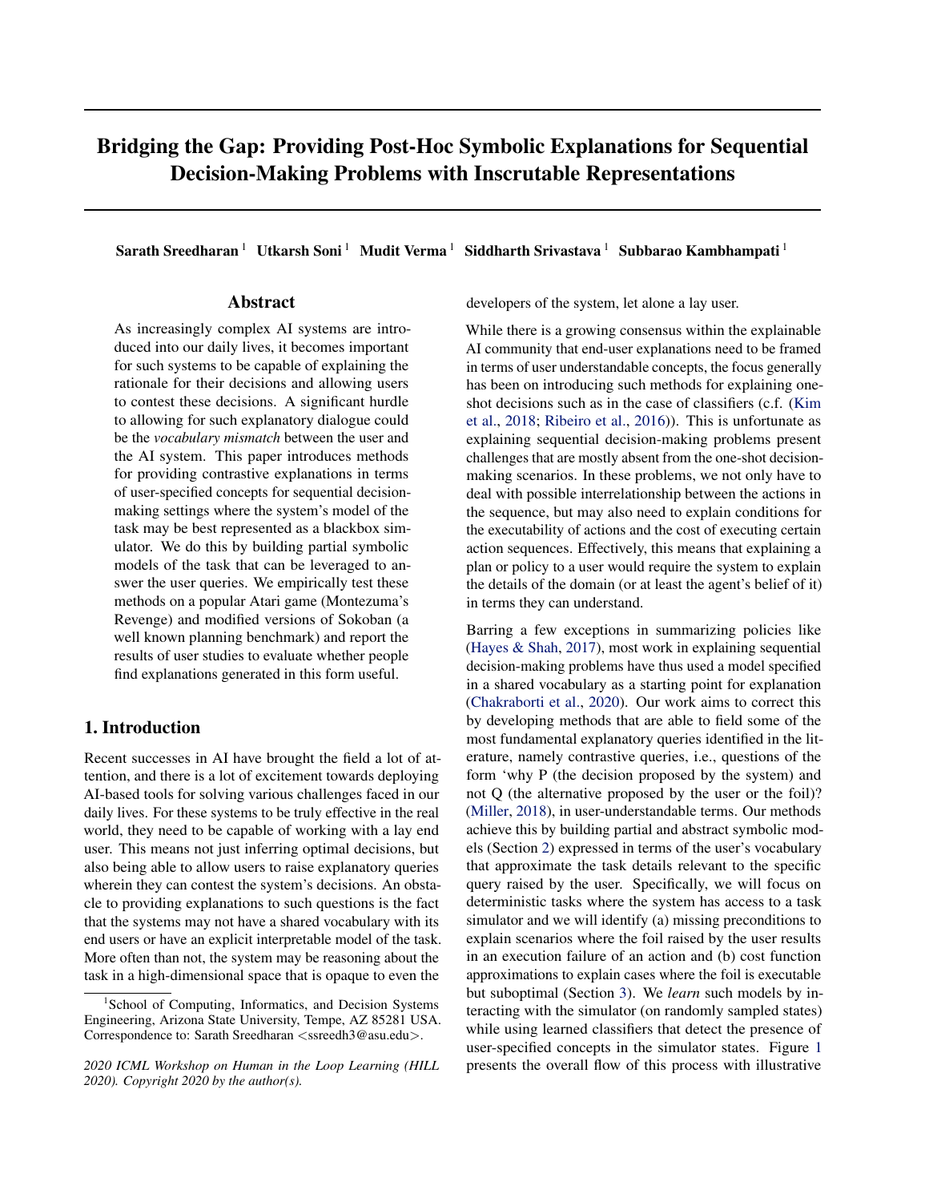# Bridging the Gap: Providing Post-Hoc Symbolic Explanations for Sequential Decision-Making Problems with Inscrutable Representations

**Sarath Sreedharan** [1] **Utkarsh Soni** [1] **Mudit Verma** [1] **Siddharth Srivastava** [1] **Subbarao Kambhampati** [1]

## Abstract

As increasingly complex AI systems are introduced into our daily lives, it becomes important for such systems to be capable of explaining the rationale for their decisions and allowing users to contest these decisions. A significant hurdle to allowing for such explanatory dialogue could be the *vocabulary mismatch* between the user and the AI system. This paper introduces methods for providing contrastive explanations in terms of user-specified concepts for sequential decision-making settings where the system's model of the task may be best represented as a blackbox simulator. We do this by building partial symbolic models of the task that can be leveraged to answer the user queries. We empirically test these methods on a popular Atari game (Montezuma's Revenge) and modified versions of Sokoban (a well known planning benchmark) and report the results of user studies to evaluate whether people find explanations generated in this form useful.

## 1. Introduction

Recent successes in AI have brought the field a lot of attention, and there is a lot of excitement towards deploying AI-based tools for solving various challenges faced in our daily lives. For these systems to be truly effective in the real world, they need to be capable of working with a lay end user. This means not just inferring optimal decisions, but also being able to allow users to raise explanatory queries wherein they can contest the system's decisions. An obstacle to providing explanations to such questions is the fact that the systems may not have a shared vocabulary with its end users or have an explicit interpretable model of the task. More often than not, the system may be reasoning about the task in a high-dimensional space that is opaque to even the developers of the system, let alone a lay user.

While there is a growing consensus within the explainable AI community that end-user explanations need to be framed in terms of user understandable concepts, the focus generally has been on introducing such methods for explaining one-shot decisions such as in the case of classifiers (c.f. (Kim et al., 2018; Ribeiro et al., 2016)). This is unfortunate as explaining sequential decision-making problems present challenges that are mostly absent from the one-shot decision-making scenarios. In these problems, we not only have to deal with possible interrelationship between the actions in the sequence, but may also need to explain conditions for the executability of actions and the cost of executing certain action sequences. Effectively, this means that explaining a plan or policy to a user would require the system to explain the details of the domain (or at least the agent's belief of it) in terms they can understand.

Barring a few exceptions in summarizing policies like (Hayes & Shah, 2017), most work in explaining sequential decision-making problems have thus used a model specified in a shared vocabulary as a starting point for explanation (Chakraborti et al., 2020). Our work aims to correct this by developing methods that are able to field some of the most fundamental explanatory queries identified in the literature, namely contrastive queries, i.e., questions of the form 'why P (the decision proposed by the system) and not Q (the alternative proposed by the user or the foil)? (Miller, 2018), in user-understandable terms. Our methods achieve this by building partial and abstract symbolic models (Section 2) expressed in terms of the user's vocabulary that approximate the task details relevant to the specific query raised by the user. Specifically, we will focus on deterministic tasks where the system has access to a task simulator and we will identify (a) missing preconditions to explain scenarios where the foil raised by the user results in an execution failure of an action and (b) cost function approximations to explain cases where the foil is executable but suboptimal (Section 3). We *learn* such models by interacting with the simulator (on randomly sampled states) while using learned classifiers that detect the presence of user-specified concepts in the simulator states. Figure 1 presents the overall flow of this process with illustrative

---

[1] School of Computing, Informatics, and Decision Systems Engineering, Arizona State University, Tempe, AZ 85281 USA. Correspondence to: Sarath Sreedharan <ssreedh3@asu.edu>.

*2020 ICML Workshop on Human in the Loop Learning (HILL 2020). Copyright 2020 by the author(s).*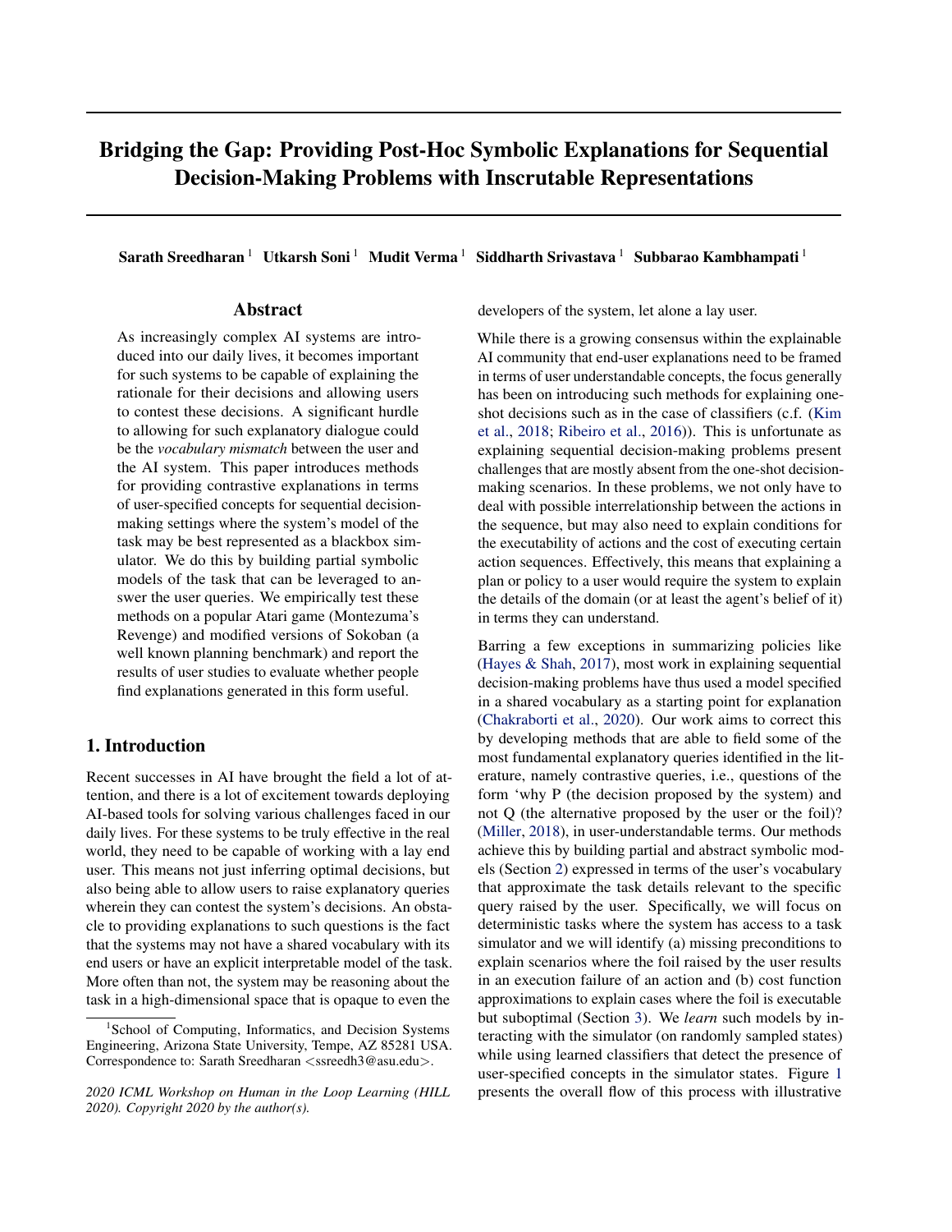# Bridging the Gap: Providing Post-Hoc Symbolic Explanations for Sequential Decision-Making Problems with Inscrutable Representations

**Sarath Sreedharan** [1] **Utkarsh Soni** [1] **Mudit Verma** [1] **Siddharth Srivastava** [1] **Subbarao Kambhampati** [1]

## Abstract

As increasingly complex AI systems are introduced into our daily lives, it becomes important for such systems to be capable of explaining the rationale for their decisions and allowing users to contest these decisions. A significant hurdle to allowing for such explanatory dialogue could be the *vocabulary mismatch* between the user and the AI system. This paper introduces methods for providing contrastive explanations in terms of user-specified concepts for sequential decision-making settings where the system's model of the task may be best represented as a blackbox simulator. We do this by building partial symbolic models of the task that can be leveraged to answer the user queries. We empirically test these methods on a popular Atari game (Montezuma's Revenge) and modified versions of Sokoban (a well known planning benchmark) and report the results of user studies to evaluate whether people find explanations generated in this form useful.

## 1. Introduction

Recent successes in AI have brought the field a lot of attention, and there is a lot of excitement towards deploying AI-based tools for solving various challenges faced in our daily lives. For these systems to be truly effective in the real world, they need to be capable of working with a lay end user. This means not just inferring optimal decisions, but also being able to allow users to raise explanatory queries wherein they can contest the system's decisions. An obstacle to providing explanations to such questions is the fact that the systems may not have a shared vocabulary with its end users or have an explicit interpretable model of the task. More often than not, the system may be reasoning about the task in a high-dimensional space that is opaque to even the developers of the system, let alone a lay user.

While there is a growing consensus within the explainable AI community that end-user explanations need to be framed in terms of user understandable concepts, the focus generally has been on introducing such methods for explaining one-shot decisions such as in the case of classifiers (c.f. (Kim et al., 2018; Ribeiro et al., 2016)). This is unfortunate as explaining sequential decision-making problems present challenges that are mostly absent from the one-shot decision-making scenarios. In these problems, we not only have to deal with possible interrelationship between the actions in the sequence, but may also need to explain conditions for the executability of actions and the cost of executing certain action sequences. Effectively, this means that explaining a plan or policy to a user would require the system to explain the details of the domain (or at least the agent's belief of it) in terms they can understand.

Barring a few exceptions in summarizing policies like (Hayes & Shah, 2017), most work in explaining sequential decision-making problems have thus used a model specified in a shared vocabulary as a starting point for explanation (Chakraborti et al., 2020). Our work aims to correct this by developing methods that are able to field some of the most fundamental explanatory queries identified in the literature, namely contrastive queries, i.e., questions of the form 'why P (the decision proposed by the system) and not Q (the alternative proposed by the user or the foil)? (Miller, 2018), in user-understandable terms. Our methods achieve this by building partial and abstract symbolic models (Section 2) expressed in terms of the user's vocabulary that approximate the task details relevant to the specific query raised by the user. Specifically, we will focus on deterministic tasks where the system has access to a task simulator and we will identify (a) missing preconditions to explain scenarios where the foil raised by the user results in an execution failure of an action and (b) cost function approximations to explain cases where the foil is executable but suboptimal (Section 3). We *learn* such models by interacting with the simulator (on randomly sampled states) while using learned classifiers that detect the presence of user-specified concepts in the simulator states. Figure 1 presents the overall flow of this process with illustrative

[1] School of Computing, Informatics, and Decision Systems Engineering, Arizona State University, Tempe, AZ 85281 USA. Correspondence to: Sarath Sreedharan <ssreedh3@asu.edu>.

*2020 ICML Workshop on Human in the Loop Learning (HILL 2020). Copyright 2020 by the author(s).*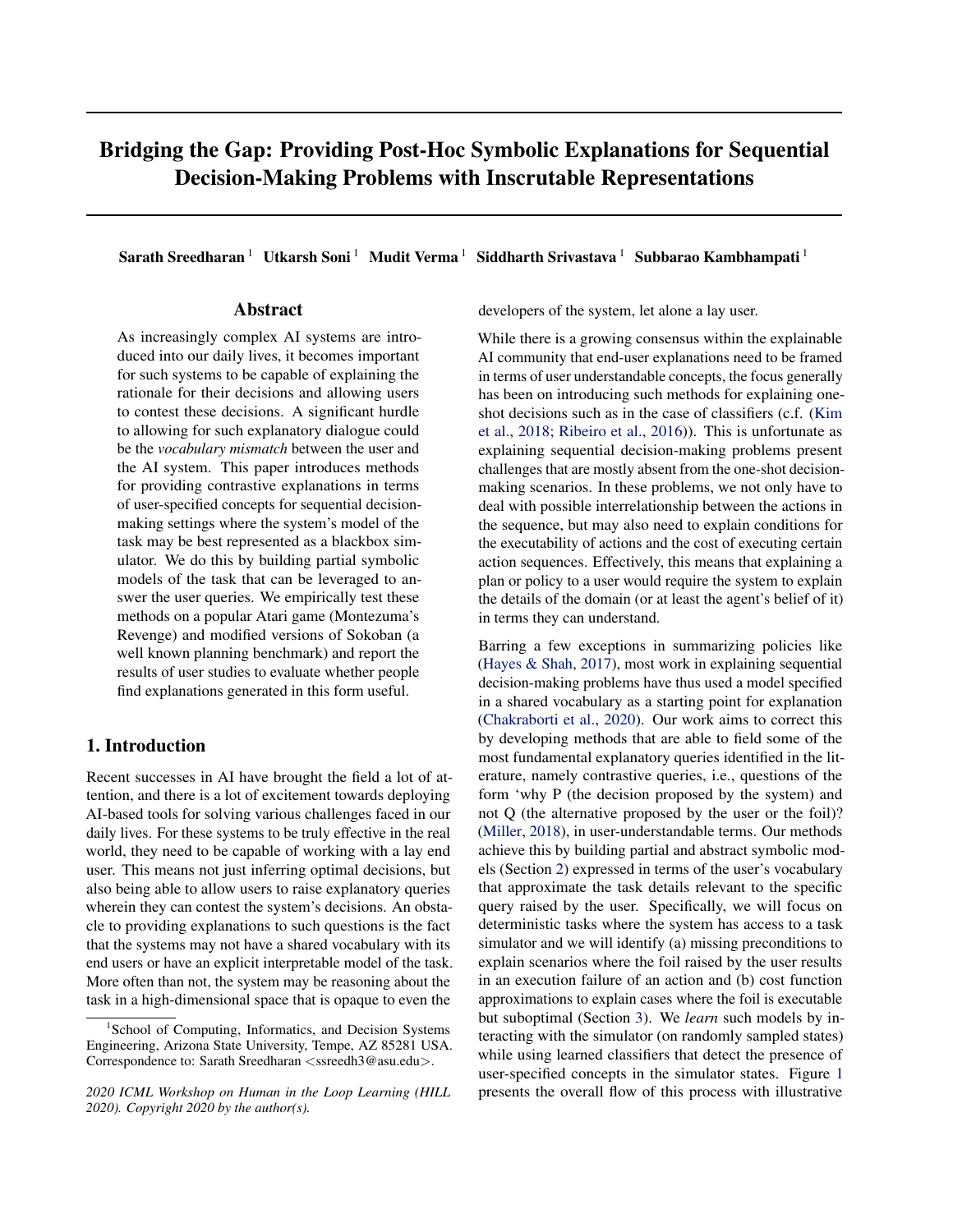# Bridging the Gap: Providing Post-Hoc Symbolic Explanations for Sequential Decision-Making Problems with Inscrutable Representations

**Sarath Sreedharan** [1] **Utkarsh Soni** [1] **Mudit Verma** [1] **Siddharth Srivastava** [1] **Subbarao Kambhampati** [1]

## Abstract

As increasingly complex AI systems are introduced into our daily lives, it becomes important for such systems to be capable of explaining the rationale for their decisions and allowing users to contest these decisions. A significant hurdle to allowing for such explanatory dialogue could be the *vocabulary mismatch* between the user and the AI system. This paper introduces methods for providing contrastive explanations in terms of user-specified concepts for sequential decision-making settings where the system's model of the task may be best represented as a blackbox simulator. We do this by building partial symbolic models of the task that can be leveraged to answer the user queries. We empirically test these methods on a popular Atari game (Montezuma's Revenge) and modified versions of Sokoban (a well known planning benchmark) and report the results of user studies to evaluate whether people find explanations generated in this form useful.

## 1. Introduction

Recent successes in AI have brought the field a lot of attention, and there is a lot of excitement towards deploying AI-based tools for solving various challenges faced in our daily lives. For these systems to be truly effective in the real world, they need to be capable of working with a lay end user. This means not just inferring optimal decisions, but also being able to allow users to raise explanatory queries wherein they can contest the system's decisions. An obstacle to providing explanations to such questions is the fact that the systems may not have a shared vocabulary with its end users or have an explicit interpretable model of the task. More often than not, the system may be reasoning about the task in a high-dimensional space that is opaque to even the developers of the system, let alone a lay user.

While there is a growing consensus within the explainable AI community that end-user explanations need to be framed in terms of user understandable concepts, the focus generally has been on introducing such methods for explaining one-shot decisions such as in the case of classifiers (c.f. (Kim et al., 2018; Ribeiro et al., 2016)). This is unfortunate as explaining sequential decision-making problems present challenges that are mostly absent from the one-shot decision-making scenarios. In these problems, we not only have to deal with possible interrelationship between the actions in the sequence, but may also need to explain conditions for the executability of actions and the cost of executing certain action sequences. Effectively, this means that explaining a plan or policy to a user would require the system to explain the details of the domain (or at least the agent's belief of it) in terms they can understand.

Barring a few exceptions in summarizing policies like (Hayes & Shah, 2017), most work in explaining sequential decision-making problems have thus used a model specified in a shared vocabulary as a starting point for explanation (Chakraborti et al., 2020). Our work aims to correct this by developing methods that are able to field some of the most fundamental explanatory queries identified in the literature, namely contrastive queries, i.e., questions of the form 'why P (the decision proposed by the system) and not Q (the alternative proposed by the user or the foil)? (Miller, 2018), in user-understandable terms. Our methods achieve this by building partial and abstract symbolic models (Section 2) expressed in terms of the user's vocabulary that approximate the task details relevant to the specific query raised by the user. Specifically, we will focus on deterministic tasks where the system has access to a task simulator and we will identify (a) missing preconditions to explain scenarios where the foil raised by the user results in an execution failure of an action and (b) cost function approximations to explain cases where the foil is executable but suboptimal (Section 3). We *learn* such models by interacting with the simulator (on randomly sampled states) while using learned classifiers that detect the presence of user-specified concepts in the simulator states. Figure 1 presents the overall flow of this process with illustrative

[1] School of Computing, Informatics, and Decision Systems Engineering, Arizona State University, Tempe, AZ 85281 USA. Correspondence to: Sarath Sreedharan <ssreedh3@asu.edu>.

*2020 ICML Workshop on Human in the Loop Learning (HILL 2020). Copyright 2020 by the author(s).*